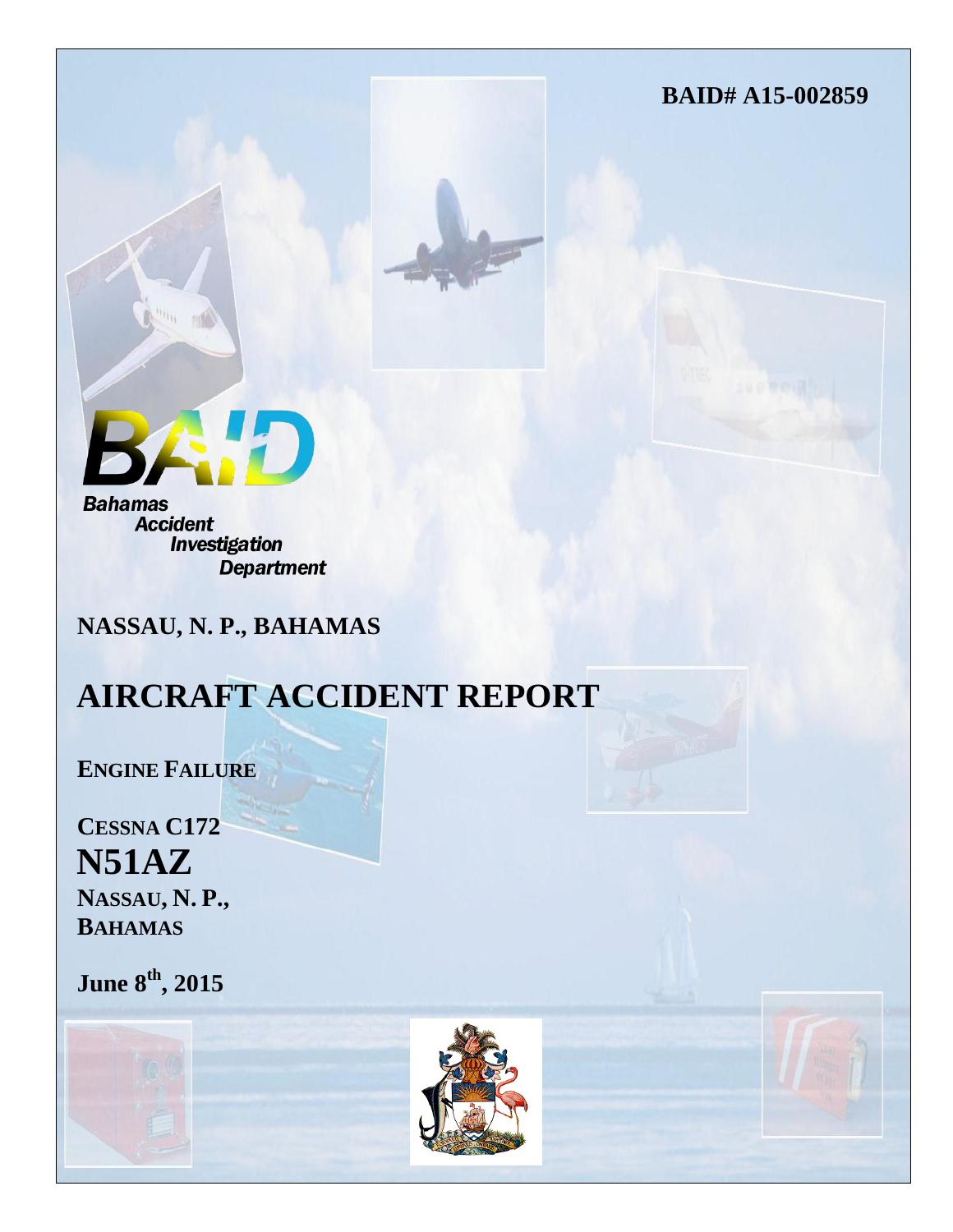**BAID# A15-002859**

BAID

Bahamas Accident Investigation Department

**NASSAU, N. P., BAHAMAS**

# AIRCRAFT ACCIDENT REPORT

**ENGINE FAILURE**

**CESSNA C172**

**N51AZ**

**NASSAU, N. P., BAHAMAS**

**June 8th, 2015**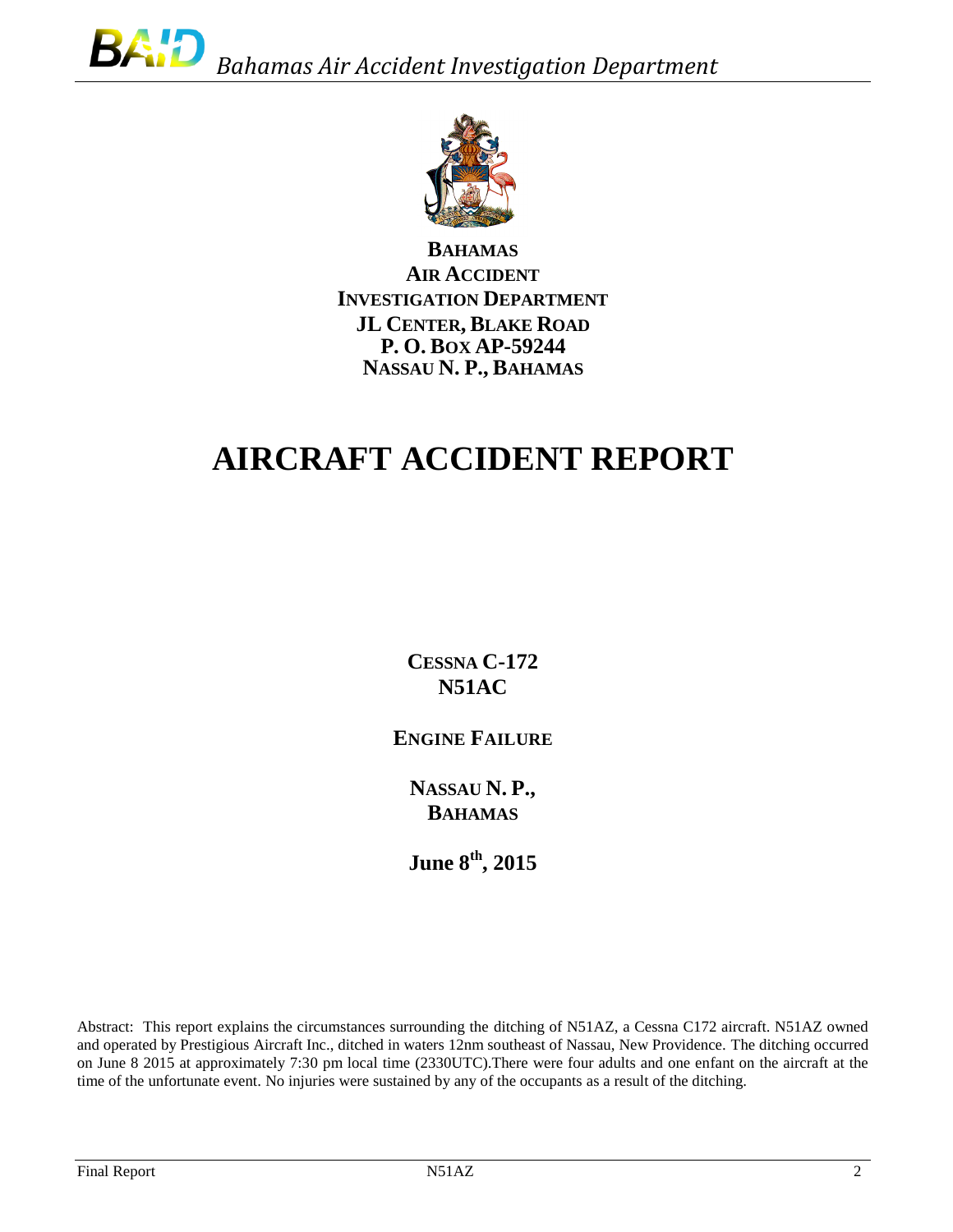**BAHAMAS**
**AIR ACCIDENT**
**INVESTIGATION DEPARTMENT**
**JL CENTER, BLAKE ROAD**
**P. O. BOX AP-59244**
**NASSAU N. P., BAHAMAS**

# AIRCRAFT ACCIDENT REPORT

**CESSNA C-172**
**N51AC**

**ENGINE FAILURE**

**NASSAU N. P.,**
**BAHAMAS**

**June 8th, 2015**

Abstract: This report explains the circumstances surrounding the ditching of N51AZ, a Cessna C172 aircraft. N51AZ owned and operated by Prestigious Aircraft Inc., ditched in waters 12nm southeast of Nassau, New Providence. The ditching occurred on June 8 2015 at approximately 7:30 pm local time (2330UTC).There were four adults and one enfant on the aircraft at the time of the unfortunate event. No injuries were sustained by any of the occupants as a result of the ditching.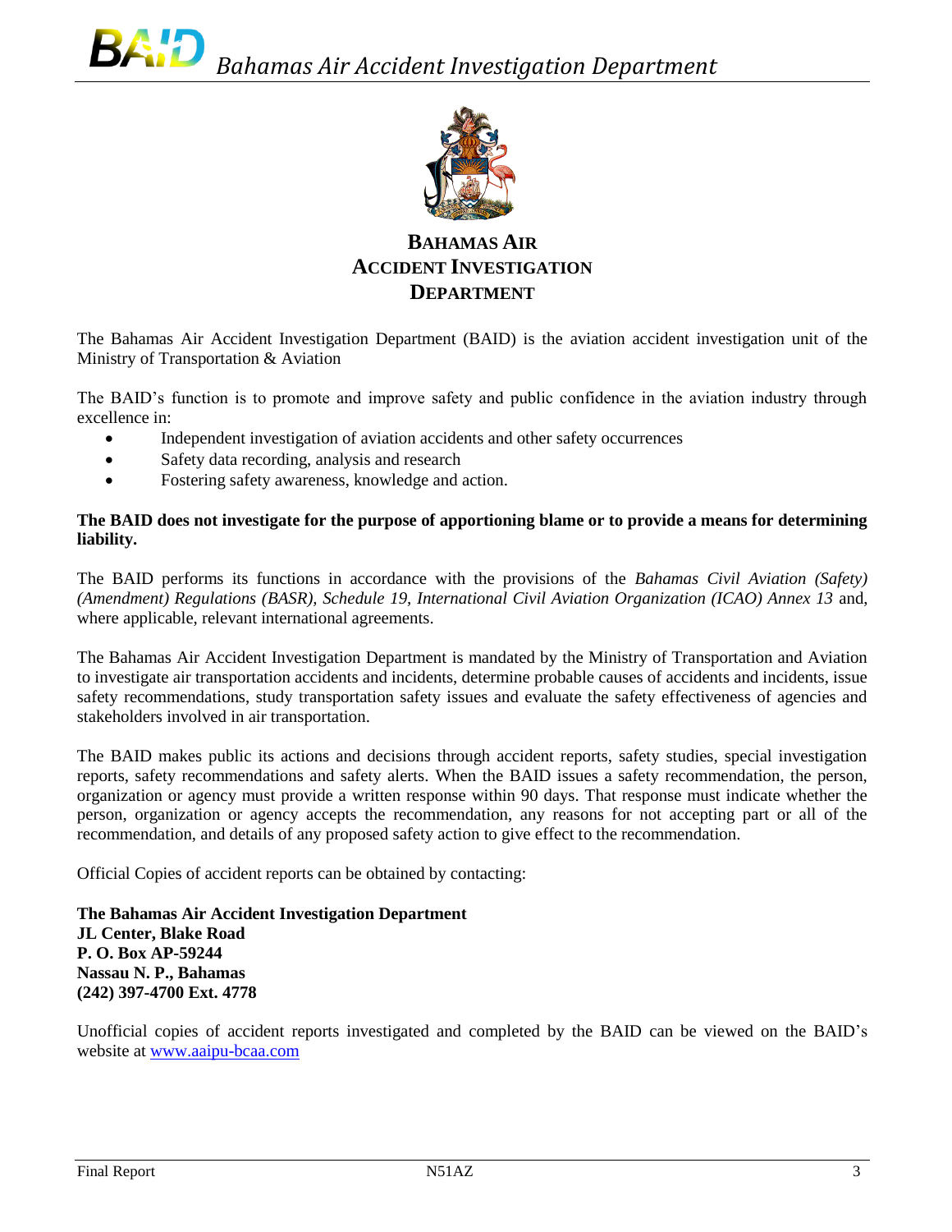# BAHAMAS AIR ACCIDENT INVESTIGATION DEPARTMENT

The Bahamas Air Accident Investigation Department (BAID) is the aviation accident investigation unit of the Ministry of Transportation & Aviation

The BAID's function is to promote and improve safety and public confidence in the aviation industry through excellence in:

- Independent investigation of aviation accidents and other safety occurrences
- Safety data recording, analysis and research
- Fostering safety awareness, knowledge and action.

**The BAID does not investigate for the purpose of apportioning blame or to provide a means for determining liability.**

The BAID performs its functions in accordance with the provisions of the *Bahamas Civil Aviation (Safety) (Amendment) Regulations (BASR), Schedule 19, International Civil Aviation Organization (ICAO) Annex 13* and, where applicable, relevant international agreements.

The Bahamas Air Accident Investigation Department is mandated by the Ministry of Transportation and Aviation to investigate air transportation accidents and incidents, determine probable causes of accidents and incidents, issue safety recommendations, study transportation safety issues and evaluate the safety effectiveness of agencies and stakeholders involved in air transportation.

The BAID makes public its actions and decisions through accident reports, safety studies, special investigation reports, safety recommendations and safety alerts. When the BAID issues a safety recommendation, the person, organization or agency must provide a written response within 90 days. That response must indicate whether the person, organization or agency accepts the recommendation, any reasons for not accepting part or all of the recommendation, and details of any proposed safety action to give effect to the recommendation.

Official Copies of accident reports can be obtained by contacting:

**The Bahamas Air Accident Investigation Department**
**JL Center, Blake Road**
**P. O. Box AP-59244**
**Nassau N. P., Bahamas**
**(242) 397-4700 Ext. 4778**

Unofficial copies of accident reports investigated and completed by the BAID can be viewed on the BAID's website at [www.aaipu-bcaa.com](http://www.aaipu-bcaa.com)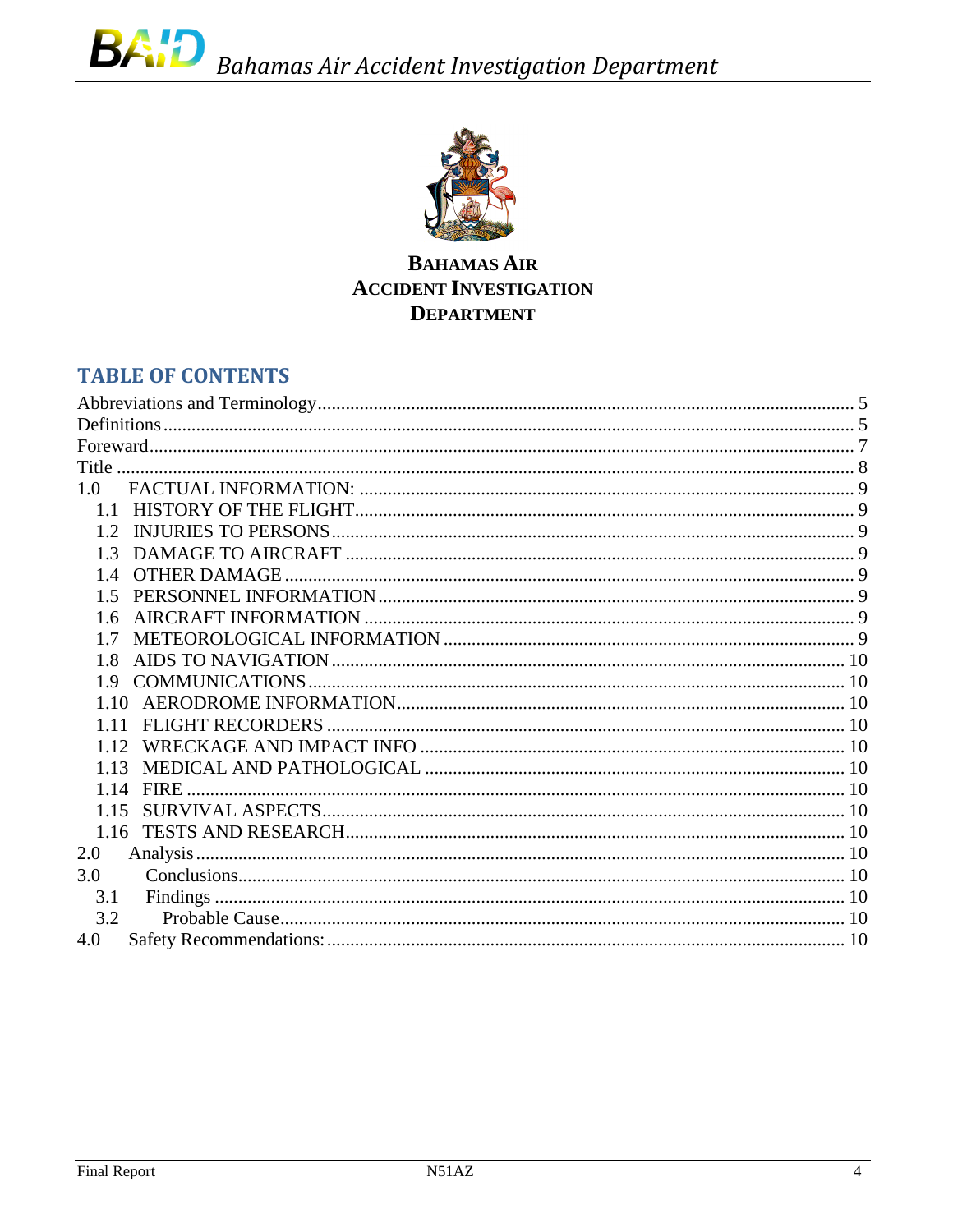**BAHAMAS AIR ACCIDENT INVESTIGATION DEPARTMENT**

## TABLE OF CONTENTS

Abbreviations and Terminology ........................................................ 5
Definitions ........................................................ 5
Foreward ........................................................ 7
Title ........................................................ 8
1.0 FACTUAL INFORMATION: ........................................................ 9
- 1.1 HISTORY OF THE FLIGHT ........................................................ 9
- 1.2 INJURIES TO PERSONS ........................................................ 9
- 1.3 DAMAGE TO AIRCRAFT ........................................................ 9
- 1.4 OTHER DAMAGE ........................................................ 9
- 1.5 PERSONNEL INFORMATION ........................................................ 9
- 1.6 AIRCRAFT INFORMATION ........................................................ 9
- 1.7 METEOROLOGICAL INFORMATION ........................................................ 9
- 1.8 AIDS TO NAVIGATION ........................................................ 10
- 1.9 COMMUNICATIONS ........................................................ 10
- 1.10 AERODROME INFORMATION ........................................................ 10
- 1.11 FLIGHT RECORDERS ........................................................ 10
- 1.12 WRECKAGE AND IMPACT INFO ........................................................ 10
- 1.13 MEDICAL AND PATHOLOGICAL ........................................................ 10
- 1.14 FIRE ........................................................ 10
- 1.15 SURVIVAL ASPECTS ........................................................ 10
- 1.16 TESTS AND RESEARCH ........................................................ 10

2.0 Analysis ........................................................ 10
3.0 Conclusions ........................................................ 10
- 3.1 Findings ........................................................ 10
- 3.2 Probable Cause ........................................................ 10

4.0 Safety Recommendations: ........................................................ 10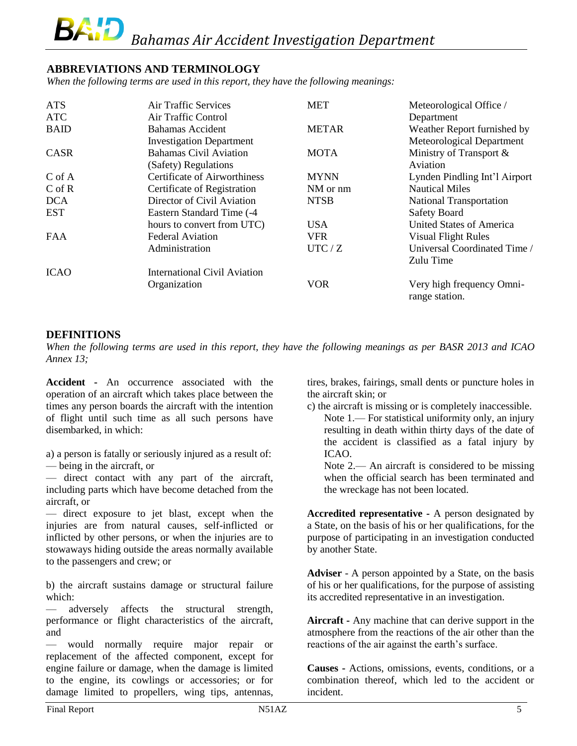## ABBREVIATIONS AND TERMINOLOGY

*When the following terms are used in this report, they have the following meanings:*

| | | | |
|---|---|---|---|
| ATS | Air Traffic Services | MET | Meteorological Office / Department |
| ATC | Air Traffic Control | | |
| BAID | Bahamas Accident Investigation Department | METAR | Weather Report furnished by Meteorological Department |
| CASR | Bahamas Civil Aviation (Safety) Regulations | MOTA | Ministry of Transport & Aviation |
| C of A | Certificate of Airworthiness | MYNN | Lynden Pindling Int'l Airport |
| C of R | Certificate of Registration | NM or nm | Nautical Miles |
| DCA | Director of Civil Aviation | NTSB | National Transportation Safety Board |
| EST | Eastern Standard Time (-4 hours to convert from UTC) | USA | United States of America |
| FAA | Federal Aviation Administration | VFR | Visual Flight Rules |
| | | UTC / Z | Universal Coordinated Time / Zulu Time |
| ICAO | International Civil Aviation Organization | VOR | Very high frequency Omni-range station. |

## DEFINITIONS

*When the following terms are used in this report, they have the following meanings as per BASR 2013 and ICAO Annex 13;*

**Accident -** An occurrence associated with the operation of an aircraft which takes place between the times any person boards the aircraft with the intention of flight until such time as all such persons have disembarked, in which:

a) a person is fatally or seriously injured as a result of:
— being in the aircraft, or
— direct contact with any part of the aircraft, including parts which have become detached from the aircraft, or
— direct exposure to jet blast, except when the injuries are from natural causes, self-inflicted or inflicted by other persons, or when the injuries are to stowaways hiding outside the areas normally available to the passengers and crew; or

b) the aircraft sustains damage or structural failure which:
— adversely affects the structural strength, performance or flight characteristics of the aircraft, and
— would normally require major repair or replacement of the affected component, except for engine failure or damage, when the damage is limited to the engine, its cowlings or accessories; or for damage limited to propellers, wing tips, antennas, tires, brakes, fairings, small dents or puncture holes in the aircraft skin; or

c) the aircraft is missing or is completely inaccessible.

Note 1.— For statistical uniformity only, an injury resulting in death within thirty days of the date of the accident is classified as a fatal injury by ICAO.

Note 2.— An aircraft is considered to be missing when the official search has been terminated and the wreckage has not been located.

**Accredited representative -** A person designated by a State, on the basis of his or her qualifications, for the purpose of participating in an investigation conducted by another State.

**Adviser** - A person appointed by a State, on the basis of his or her qualifications, for the purpose of assisting its accredited representative in an investigation.

**Aircraft -** Any machine that can derive support in the atmosphere from the reactions of the air other than the reactions of the air against the earth's surface.

**Causes -** Actions, omissions, events, conditions, or a combination thereof, which led to the accident or incident.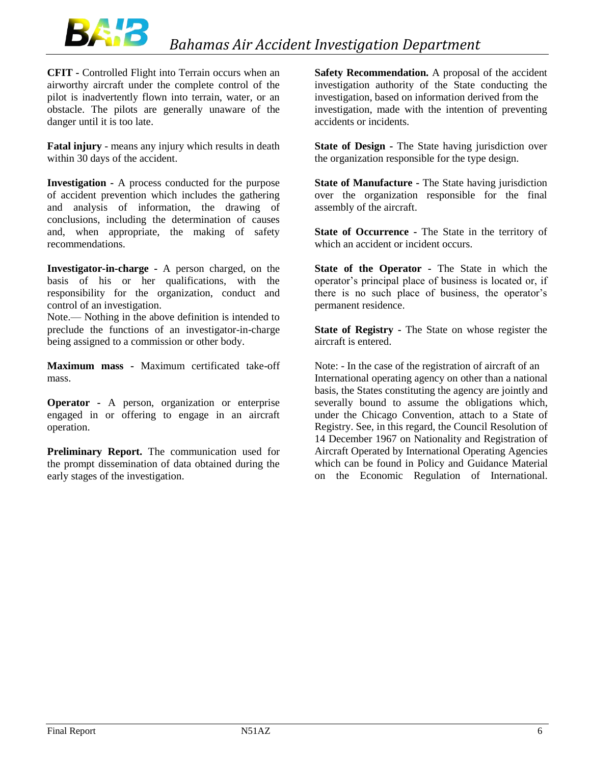**CFIT -** Controlled Flight into Terrain occurs when an airworthy aircraft under the complete control of the pilot is inadvertently flown into terrain, water, or an obstacle. The pilots are generally unaware of the danger until it is too late.

**Fatal injury** - means any injury which results in death within 30 days of the accident.

**Investigation -** A process conducted for the purpose of accident prevention which includes the gathering and analysis of information, the drawing of conclusions, including the determination of causes and, when appropriate, the making of safety recommendations.

**Investigator-in-charge -** A person charged, on the basis of his or her qualifications, with the responsibility for the organization, conduct and control of an investigation.

Note.— Nothing in the above definition is intended to preclude the functions of an investigator-in-charge being assigned to a commission or other body.

**Maximum mass -** Maximum certificated take-off mass.

**Operator -** A person, organization or enterprise engaged in or offering to engage in an aircraft operation.

**Preliminary Report.** The communication used for the prompt dissemination of data obtained during the early stages of the investigation.

**Safety Recommendation.** A proposal of the accident investigation authority of the State conducting the investigation, based on information derived from the investigation, made with the intention of preventing accidents or incidents.

**State of Design -** The State having jurisdiction over the organization responsible for the type design.

**State of Manufacture -** The State having jurisdiction over the organization responsible for the final assembly of the aircraft.

**State of Occurrence -** The State in the territory of which an accident or incident occurs.

**State of the Operator -** The State in which the operator's principal place of business is located or, if there is no such place of business, the operator's permanent residence.

**State of Registry -** The State on whose register the aircraft is entered.

Note: - In the case of the registration of aircraft of an International operating agency on other than a national basis, the States constituting the agency are jointly and severally bound to assume the obligations which, under the Chicago Convention, attach to a State of Registry. See, in this regard, the Council Resolution of 14 December 1967 on Nationality and Registration of Aircraft Operated by International Operating Agencies which can be found in Policy and Guidance Material on the Economic Regulation of International.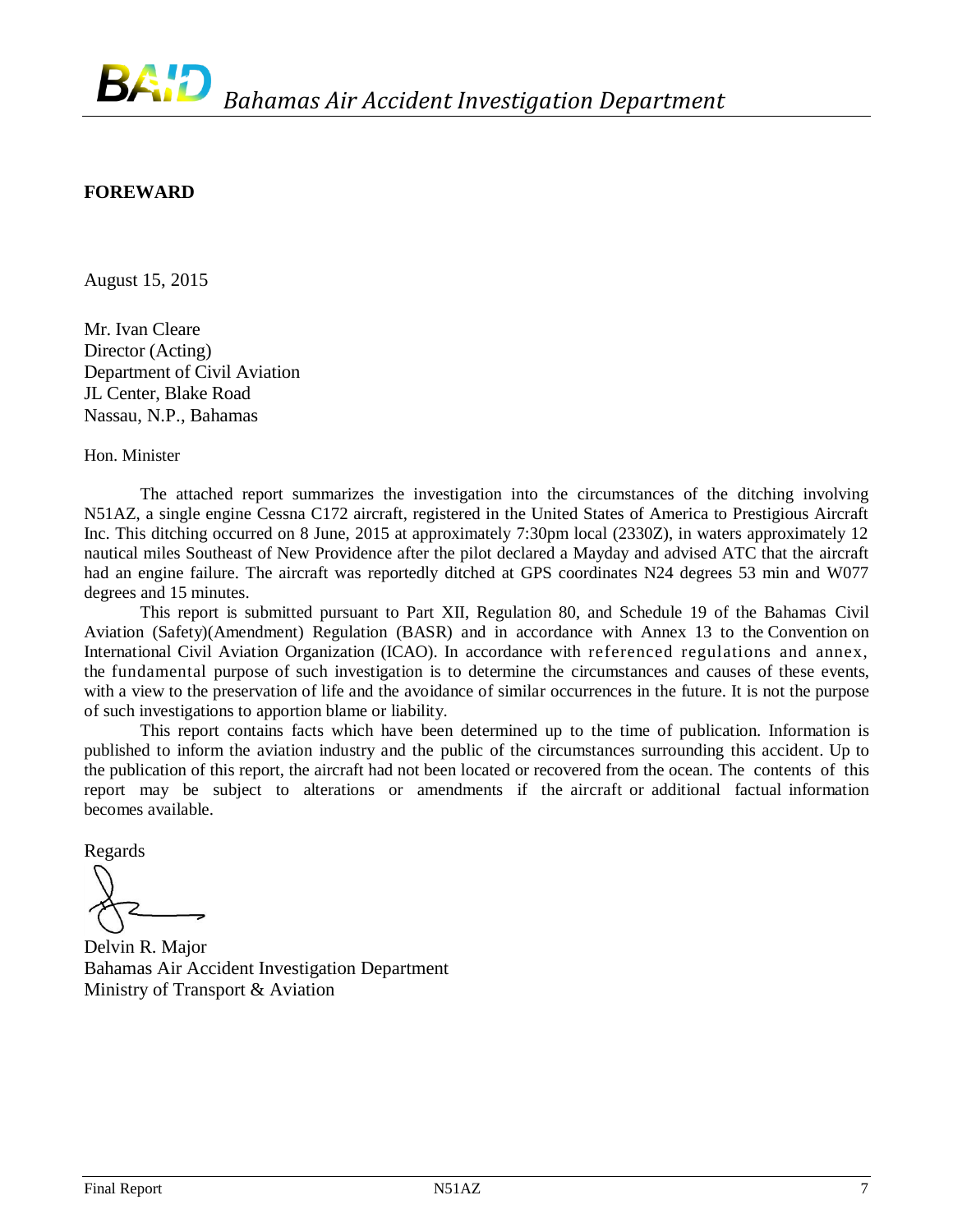## FOREWARD

August 15, 2015

Mr. Ivan Cleare
Director (Acting)
Department of Civil Aviation
JL Center, Blake Road
Nassau, N.P., Bahamas

Hon. Minister

The attached report summarizes the investigation into the circumstances of the ditching involving N51AZ, a single engine Cessna C172 aircraft, registered in the United States of America to Prestigious Aircraft Inc. This ditching occurred on 8 June, 2015 at approximately 7:30pm local (2330Z), in waters approximately 12 nautical miles Southeast of New Providence after the pilot declared a Mayday and advised ATC that the aircraft had an engine failure. The aircraft was reportedly ditched at GPS coordinates N24 degrees 53 min and W077 degrees and 15 minutes.

This report is submitted pursuant to Part XII, Regulation 80, and Schedule 19 of the Bahamas Civil Aviation (Safety)(Amendment) Regulation (BASR) and in accordance with Annex 13 to the Convention on International Civil Aviation Organization (ICAO). In accordance with referenced regulations and annex, the fundamental purpose of such investigation is to determine the circumstances and causes of these events, with a view to the preservation of life and the avoidance of similar occurrences in the future. It is not the purpose of such investigations to apportion blame or liability.

This report contains facts which have been determined up to the time of publication. Information is published to inform the aviation industry and the public of the circumstances surrounding this accident. Up to the publication of this report, the aircraft had not been located or recovered from the ocean. The contents of this report may be subject to alterations or amendments if the aircraft or additional factual information becomes available.

Regards

Delvin R. Major
Bahamas Air Accident Investigation Department
Ministry of Transport & Aviation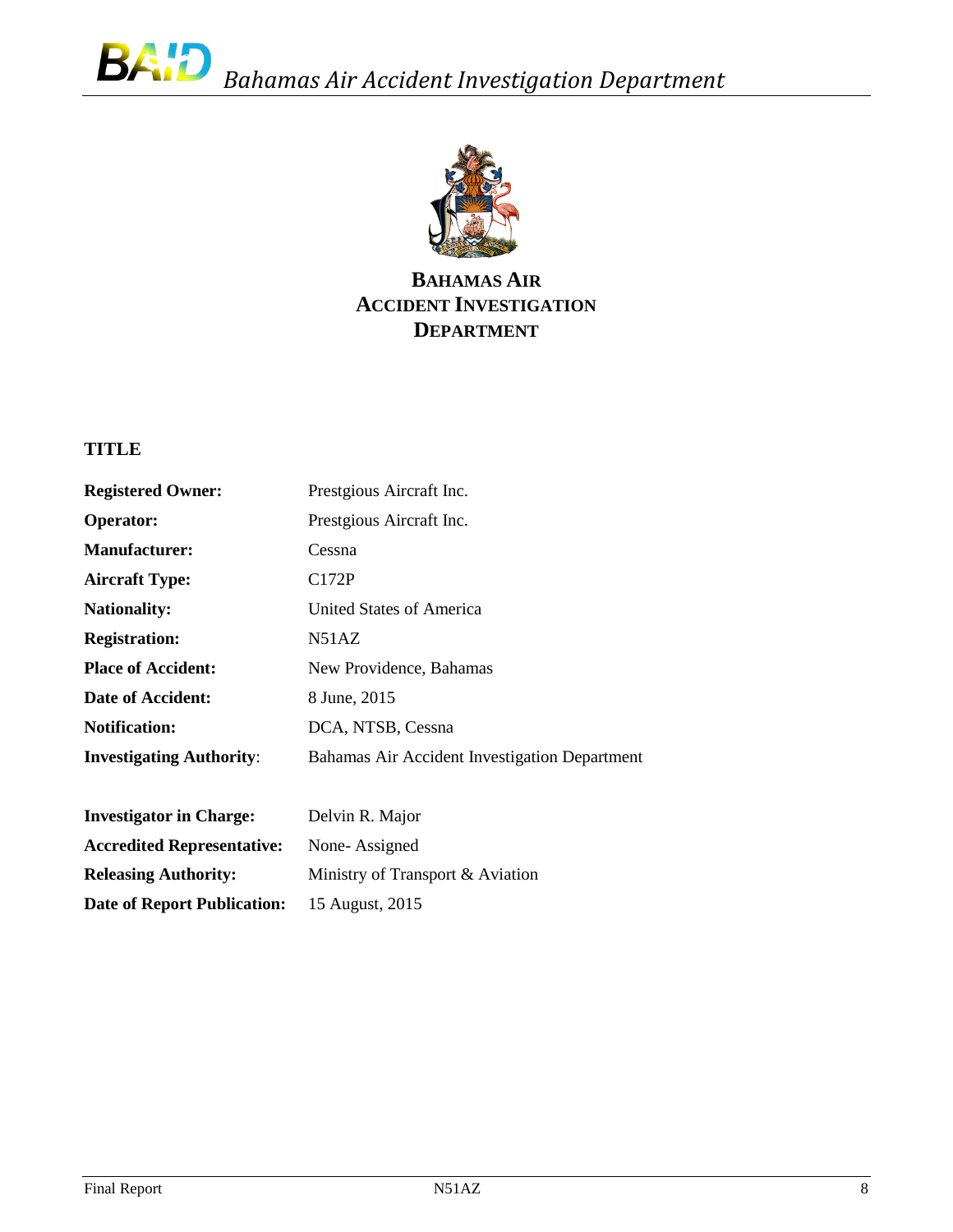**BAHAMAS AIR ACCIDENT INVESTIGATION DEPARTMENT**

## TITLE

| | |
|---|---|
| **Registered Owner:** | Prestgious Aircraft Inc. |
| **Operator:** | Prestgious Aircraft Inc. |
| **Manufacturer:** | Cessna |
| **Aircraft Type:** | C172P |
| **Nationality:** | United States of America |
| **Registration:** | N51AZ |
| **Place of Accident:** | New Providence, Bahamas |
| **Date of Accident:** | 8 June, 2015 |
| **Notification:** | DCA, NTSB, Cessna |
| **Investigating Authority**: | Bahamas Air Accident Investigation Department |
| | |
| **Investigator in Charge:** | Delvin R. Major |
| **Accredited Representative:** | None- Assigned |
| **Releasing Authority:** | Ministry of Transport & Aviation |
| **Date of Report Publication:** | 15 August, 2015 |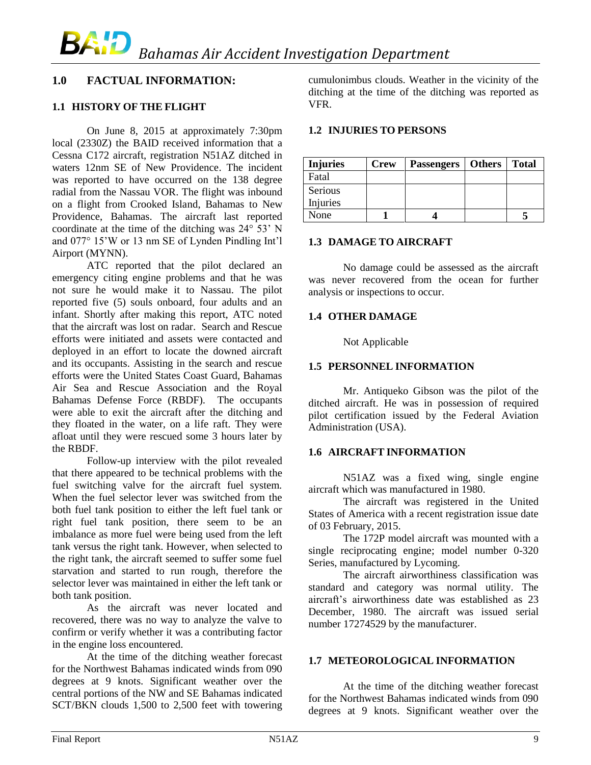## 1.0 FACTUAL INFORMATION:

### 1.1 HISTORY OF THE FLIGHT

On June 8, 2015 at approximately 7:30pm local (2330Z) the BAID received information that a Cessna C172 aircraft, registration N51AZ ditched in waters 12nm SE of New Providence. The incident was reported to have occurred on the 138 degree radial from the Nassau VOR. The flight was inbound on a flight from Crooked Island, Bahamas to New Providence, Bahamas. The aircraft last reported coordinate at the time of the ditching was 24° 53' N and 077° 15'W or 13 nm SE of Lynden Pindling Int'l Airport (MYNN).

ATC reported that the pilot declared an emergency citing engine problems and that he was not sure he would make it to Nassau. The pilot reported five (5) souls onboard, four adults and an infant. Shortly after making this report, ATC noted that the aircraft was lost on radar. Search and Rescue efforts were initiated and assets were contacted and deployed in an effort to locate the downed aircraft and its occupants. Assisting in the search and rescue efforts were the United States Coast Guard, Bahamas Air Sea and Rescue Association and the Royal Bahamas Defense Force (RBDF). The occupants were able to exit the aircraft after the ditching and they floated in the water, on a life raft. They were afloat until they were rescued some 3 hours later by the RBDF.

Follow-up interview with the pilot revealed that there appeared to be technical problems with the fuel switching valve for the aircraft fuel system. When the fuel selector lever was switched from the both fuel tank position to either the left fuel tank or right fuel tank position, there seem to be an imbalance as more fuel were being used from the left tank versus the right tank. However, when selected to the right tank, the aircraft seemed to suffer some fuel starvation and started to run rough, therefore the selector lever was maintained in either the left tank or both tank position.

As the aircraft was never located and recovered, there was no way to analyze the valve to confirm or verify whether it was a contributing factor in the engine loss encountered.

At the time of the ditching weather forecast for the Northwest Bahamas indicated winds from 090 degrees at 9 knots. Significant weather over the central portions of the NW and SE Bahamas indicated SCT/BKN clouds 1,500 to 2,500 feet with towering cumulonimbus clouds. Weather in the vicinity of the ditching at the time of the ditching was reported as VFR.

### 1.2 INJURIES TO PERSONS

| Injuries | Crew | Passengers | Others | Total |
|---|---|---|---|---|
| Fatal | | | | |
| Serious Injuries | | | | |
| None | 1 | 4 | | 5 |

### 1.3 DAMAGE TO AIRCRAFT

No damage could be assessed as the aircraft was never recovered from the ocean for further analysis or inspections to occur.

### 1.4 OTHER DAMAGE

Not Applicable

### 1.5 PERSONNEL INFORMATION

Mr. Antiqueko Gibson was the pilot of the ditched aircraft. He was in possession of required pilot certification issued by the Federal Aviation Administration (USA).

### 1.6 AIRCRAFT INFORMATION

N51AZ was a fixed wing, single engine aircraft which was manufactured in 1980.

The aircraft was registered in the United States of America with a recent registration issue date of 03 February, 2015.

The 172P model aircraft was mounted with a single reciprocating engine; model number 0-320 Series, manufactured by Lycoming.

The aircraft airworthiness classification was standard and category was normal utility. The aircraft's airworthiness date was established as 23 December, 1980. The aircraft was issued serial number 17274529 by the manufacturer.

### 1.7 METEOROLOGICAL INFORMATION

At the time of the ditching weather forecast for the Northwest Bahamas indicated winds from 090 degrees at 9 knots. Significant weather over the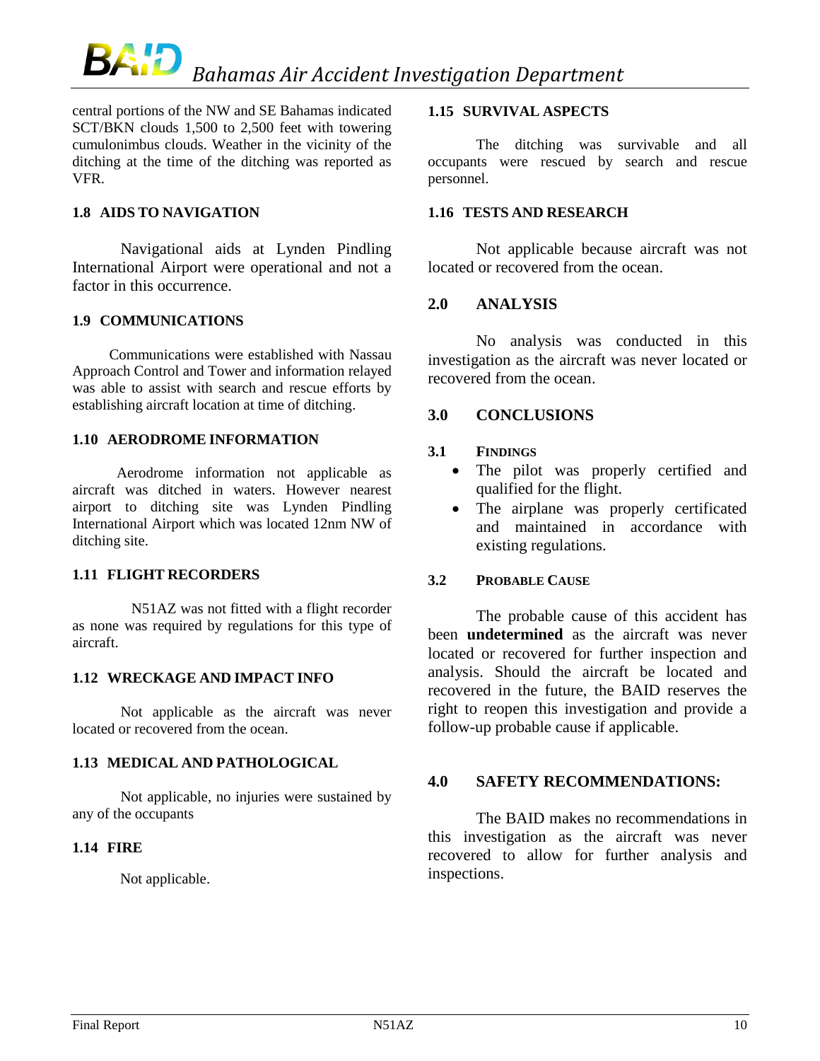central portions of the NW and SE Bahamas indicated SCT/BKN clouds 1,500 to 2,500 feet with towering cumulonimbus clouds. Weather in the vicinity of the ditching at the time of the ditching was reported as VFR.

### 1.8 AIDS TO NAVIGATION

Navigational aids at Lynden Pindling International Airport were operational and not a factor in this occurrence.

### 1.9 COMMUNICATIONS

Communications were established with Nassau Approach Control and Tower and information relayed was able to assist with search and rescue efforts by establishing aircraft location at time of ditching.

### 1.10 AERODROME INFORMATION

Aerodrome information not applicable as aircraft was ditched in waters. However nearest airport to ditching site was Lynden Pindling International Airport which was located 12nm NW of ditching site.

### 1.11 FLIGHT RECORDERS

N51AZ was not fitted with a flight recorder as none was required by regulations for this type of aircraft.

### 1.12 WRECKAGE AND IMPACT INFO

Not applicable as the aircraft was never located or recovered from the ocean.

### 1.13 MEDICAL AND PATHOLOGICAL

Not applicable, no injuries were sustained by any of the occupants

### 1.14 FIRE

Not applicable.

### 1.15 SURVIVAL ASPECTS

The ditching was survivable and all occupants were rescued by search and rescue personnel.

### 1.16 TESTS AND RESEARCH

Not applicable because aircraft was not located or recovered from the ocean.

## 2.0 ANALYSIS

No analysis was conducted in this investigation as the aircraft was never located or recovered from the ocean.

## 3.0 CONCLUSIONS

### 3.1 FINDINGS

- The pilot was properly certified and qualified for the flight.
- The airplane was properly certificated and maintained in accordance with existing regulations.

### 3.2 PROBABLE CAUSE

The probable cause of this accident has been **undetermined** as the aircraft was never located or recovered for further inspection and analysis. Should the aircraft be located and recovered in the future, the BAID reserves the right to reopen this investigation and provide a follow-up probable cause if applicable.

## 4.0 SAFETY RECOMMENDATIONS:

The BAID makes no recommendations in this investigation as the aircraft was never recovered to allow for further analysis and inspections.